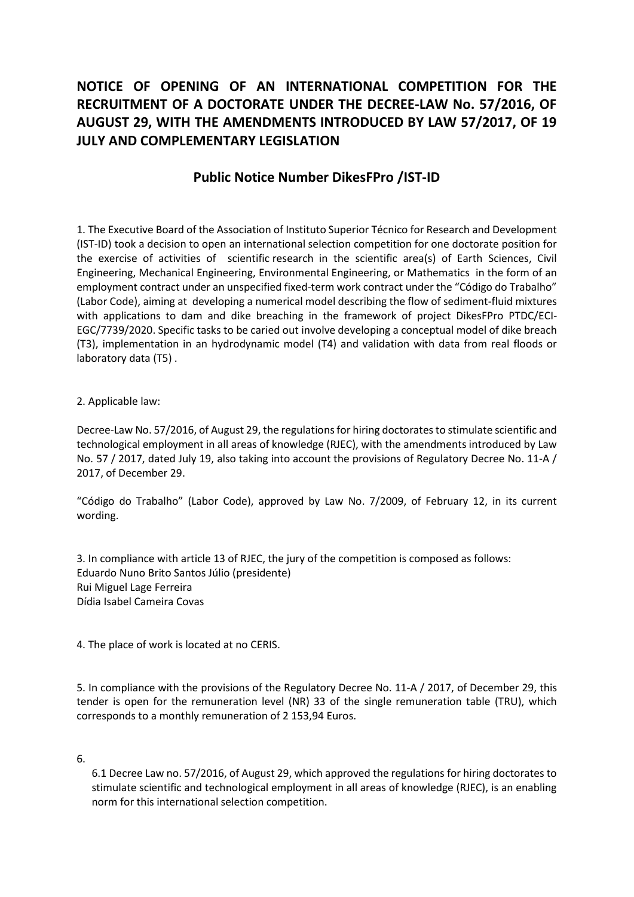# NOTICE OF OPENING OF AN INTERNATIONAL COMPETITION FOR THE RECRUITMENT OF A DOCTORATE UNDER THE DECREE-LAW No. 57/2016, OF AUGUST 29, WITH THE AMENDMENTS INTRODUCED BY LAW 57/2017, OF 19 JULY AND COMPLEMENTARY LEGISLATION

## Public Notice Number DikesFPro /IST-ID

1. The Executive Board of the Association of Instituto Superior Técnico for Research and Development (IST-ID) took a decision to open an international selection competition for one doctorate position for the exercise of activities of scientific research in the scientific area(s) of Earth Sciences, Civil Engineering, Mechanical Engineering, Environmental Engineering, or Mathematics in the form of an employment contract under an unspecified fixed-term work contract under the "Código do Trabalho" (Labor Code), aiming at developing a numerical model describing the flow of sediment-fluid mixtures with applications to dam and dike breaching in the framework of project DikesFPro PTDC/ECI-EGC/7739/2020. Specific tasks to be caried out involve developing a conceptual model of dike breach (T3), implementation in an hydrodynamic model (T4) and validation with data from real floods or laboratory data (T5) .

2. Applicable law:

Decree-Law No. 57/2016, of August 29, the regulations for hiring doctorates to stimulate scientific and technological employment in all areas of knowledge (RJEC), with the amendments introduced by Law No. 57 / 2017, dated July 19, also taking into account the provisions of Regulatory Decree No. 11-A / 2017, of December 29.

"Código do Trabalho" (Labor Code), approved by Law No. 7/2009, of February 12, in its current wording.

3. In compliance with article 13 of RJEC, the jury of the competition is composed as follows:
Eduardo Nuno Brito Santos Júlio (presidente)
Rui Miguel Lage Ferreira
Dídia Isabel Cameira Covas

4. The place of work is located at no CERIS.

5. In compliance with the provisions of the Regulatory Decree No. 11-A / 2017, of December 29, this tender is open for the remuneration level (NR) 33 of the single remuneration table (TRU), which corresponds to a monthly remuneration of 2 153,94 Euros.

6.

6.1 Decree Law no. 57/2016, of August 29, which approved the regulations for hiring doctorates to stimulate scientific and technological employment in all areas of knowledge (RJEC), is an enabling norm for this international selection competition.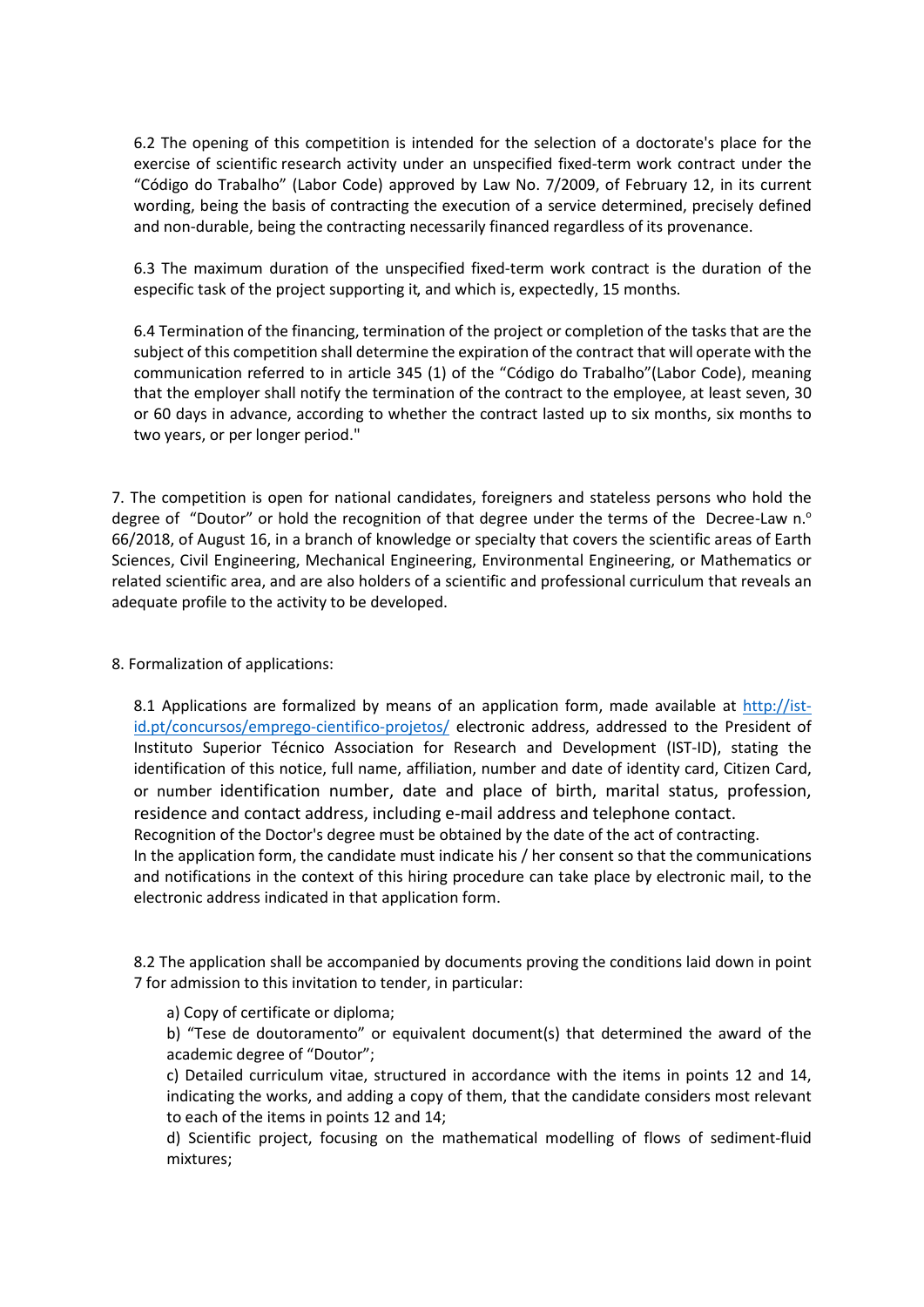6.2 The opening of this competition is intended for the selection of a doctorate's place for the exercise of scientific research activity under an unspecified fixed-term work contract under the "Código do Trabalho" (Labor Code) approved by Law No. 7/2009, of February 12, in its current wording, being the basis of contracting the execution of a service determined, precisely defined and non-durable, being the contracting necessarily financed regardless of its provenance.

6.3 The maximum duration of the unspecified fixed-term work contract is the duration of the especific task of the project supporting it, and which is, expectedly, 15 months.

6.4 Termination of the financing, termination of the project or completion of the tasks that are the subject of this competition shall determine the expiration of the contract that will operate with the communication referred to in article 345 (1) of the "Código do Trabalho"(Labor Code), meaning that the employer shall notify the termination of the contract to the employee, at least seven, 30 or 60 days in advance, according to whether the contract lasted up to six months, six months to two years, or per longer period."

7. The competition is open for national candidates, foreigners and stateless persons who hold the degree of "Doutor" or hold the recognition of that degree under the terms of the Decree-Law n.º 66/2018, of August 16, in a branch of knowledge or specialty that covers the scientific areas of Earth Sciences, Civil Engineering, Mechanical Engineering, Environmental Engineering, or Mathematics or related scientific area, and are also holders of a scientific and professional curriculum that reveals an adequate profile to the activity to be developed.

8. Formalization of applications:

8.1 Applications are formalized by means of an application form, made available at [http://ist-id.pt/concursos/emprego-cientifico-projetos/](http://ist-id.pt/concursos/emprego-cientifico-projetos/) electronic address, addressed to the President of Instituto Superior Técnico Association for Research and Development (IST-ID), stating the identification of this notice, full name, affiliation, number and date of identity card, Citizen Card, or number identification number, date and place of birth, marital status, profession, residence and contact address, including e-mail address and telephone contact.
Recognition of the Doctor's degree must be obtained by the date of the act of contracting.
In the application form, the candidate must indicate his / her consent so that the communications and notifications in the context of this hiring procedure can take place by electronic mail, to the electronic address indicated in that application form.

8.2 The application shall be accompanied by documents proving the conditions laid down in point 7 for admission to this invitation to tender, in particular:

a) Copy of certificate or diploma;

b) "Tese de doutoramento" or equivalent document(s) that determined the award of the academic degree of "Doutor";

c) Detailed curriculum vitae, structured in accordance with the items in points 12 and 14, indicating the works, and adding a copy of them, that the candidate considers most relevant to each of the items in points 12 and 14;

d) Scientific project, focusing on the mathematical modelling of flows of sediment-fluid mixtures;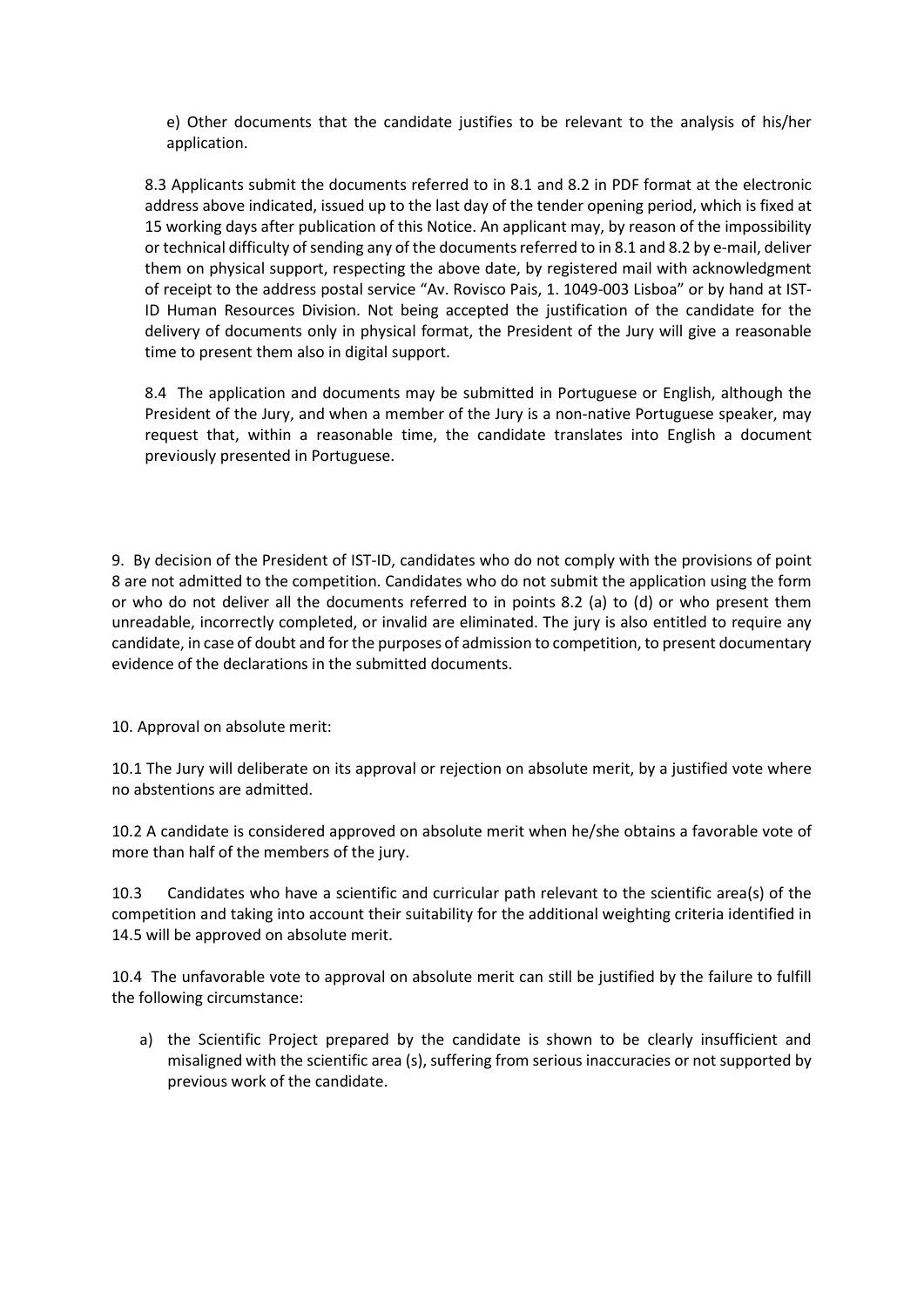e) Other documents that the candidate justifies to be relevant to the analysis of his/her application.

8.3 Applicants submit the documents referred to in 8.1 and 8.2 in PDF format at the electronic address above indicated, issued up to the last day of the tender opening period, which is fixed at 15 working days after publication of this Notice. An applicant may, by reason of the impossibility or technical difficulty of sending any of the documents referred to in 8.1 and 8.2 by e-mail, deliver them on physical support, respecting the above date, by registered mail with acknowledgment of receipt to the address postal service "Av. Rovisco Pais, 1. 1049-003 Lisboa" or by hand at IST-ID Human Resources Division. Not being accepted the justification of the candidate for the delivery of documents only in physical format, the President of the Jury will give a reasonable time to present them also in digital support.

8.4 The application and documents may be submitted in Portuguese or English, although the President of the Jury, and when a member of the Jury is a non-native Portuguese speaker, may request that, within a reasonable time, the candidate translates into English a document previously presented in Portuguese.

9. By decision of the President of IST-ID, candidates who do not comply with the provisions of point 8 are not admitted to the competition. Candidates who do not submit the application using the form or who do not deliver all the documents referred to in points 8.2 (a) to (d) or who present them unreadable, incorrectly completed, or invalid are eliminated. The jury is also entitled to require any candidate, in case of doubt and for the purposes of admission to competition, to present documentary evidence of the declarations in the submitted documents.

10. Approval on absolute merit:

10.1 The Jury will deliberate on its approval or rejection on absolute merit, by a justified vote where no abstentions are admitted.

10.2 A candidate is considered approved on absolute merit when he/she obtains a favorable vote of more than half of the members of the jury.

10.3 Candidates who have a scientific and curricular path relevant to the scientific area(s) of the competition and taking into account their suitability for the additional weighting criteria identified in 14.5 will be approved on absolute merit.

10.4 The unfavorable vote to approval on absolute merit can still be justified by the failure to fulfill the following circumstance:

a) the Scientific Project prepared by the candidate is shown to be clearly insufficient and misaligned with the scientific area (s), suffering from serious inaccuracies or not supported by previous work of the candidate.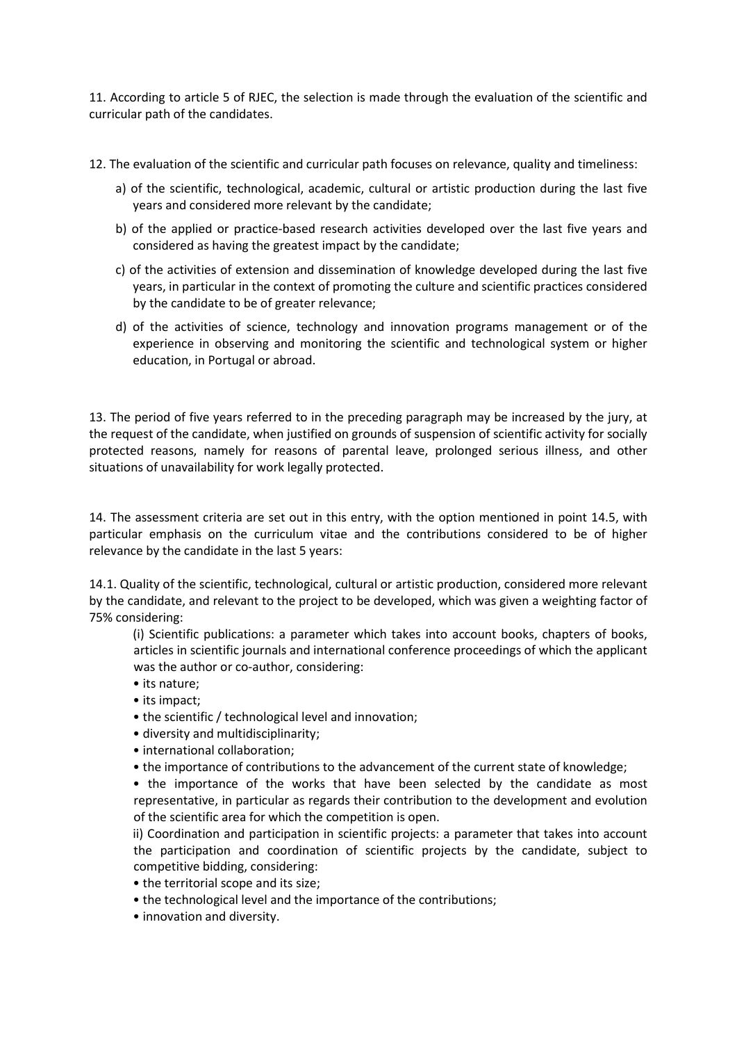11. According to article 5 of RJEC, the selection is made through the evaluation of the scientific and curricular path of the candidates.

12. The evaluation of the scientific and curricular path focuses on relevance, quality and timeliness:

a) of the scientific, technological, academic, cultural or artistic production during the last five years and considered more relevant by the candidate;

b) of the applied or practice-based research activities developed over the last five years and considered as having the greatest impact by the candidate;

c) of the activities of extension and dissemination of knowledge developed during the last five years, in particular in the context of promoting the culture and scientific practices considered by the candidate to be of greater relevance;

d) of the activities of science, technology and innovation programs management or of the experience in observing and monitoring the scientific and technological system or higher education, in Portugal or abroad.

13. The period of five years referred to in the preceding paragraph may be increased by the jury, at the request of the candidate, when justified on grounds of suspension of scientific activity for socially protected reasons, namely for reasons of parental leave, prolonged serious illness, and other situations of unavailability for work legally protected.

14. The assessment criteria are set out in this entry, with the option mentioned in point 14.5, with particular emphasis on the curriculum vitae and the contributions considered to be of higher relevance by the candidate in the last 5 years:

14.1. Quality of the scientific, technological, cultural or artistic production, considered more relevant by the candidate, and relevant to the project to be developed, which was given a weighting factor of 75% considering:

(i) Scientific publications: a parameter which takes into account books, chapters of books, articles in scientific journals and international conference proceedings of which the applicant was the author or co-author, considering:

- its nature;
- its impact;
- the scientific / technological level and innovation;
- diversity and multidisciplinarity;
- international collaboration;
- the importance of contributions to the advancement of the current state of knowledge;
- the importance of the works that have been selected by the candidate as most representative, in particular as regards their contribution to the development and evolution of the scientific area for which the competition is open.

ii) Coordination and participation in scientific projects: a parameter that takes into account the participation and coordination of scientific projects by the candidate, subject to competitive bidding, considering:

- the territorial scope and its size;
- the technological level and the importance of the contributions;
- innovation and diversity.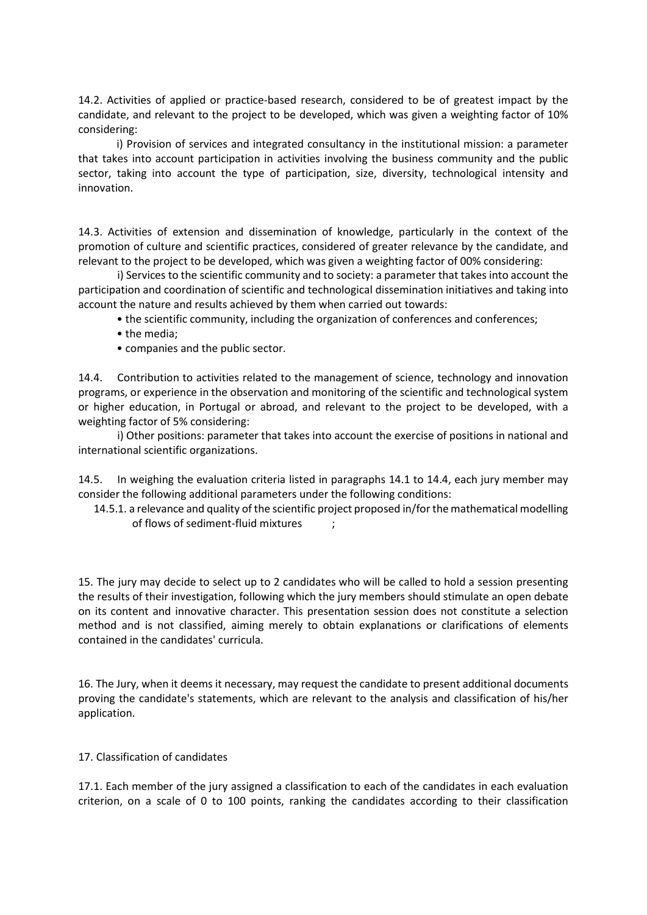14.2. Activities of applied or practice-based research, considered to be of greatest impact by the candidate, and relevant to the project to be developed, which was given a weighting factor of 10% considering:

i) Provision of services and integrated consultancy in the institutional mission: a parameter that takes into account participation in activities involving the business community and the public sector, taking into account the type of participation, size, diversity, technological intensity and innovation.

14.3. Activities of extension and dissemination of knowledge, particularly in the context of the promotion of culture and scientific practices, considered of greater relevance by the candidate, and relevant to the project to be developed, which was given a weighting factor of 00% considering:

i) Services to the scientific community and to society: a parameter that takes into account the participation and coordination of scientific and technological dissemination initiatives and taking into account the nature and results achieved by them when carried out towards:

- the scientific community, including the organization of conferences and conferences;
- the media;
- companies and the public sector.

14.4. Contribution to activities related to the management of science, technology and innovation programs, or experience in the observation and monitoring of the scientific and technological system or higher education, in Portugal or abroad, and relevant to the project to be developed, with a weighting factor of 5% considering:

i) Other positions: parameter that takes into account the exercise of positions in national and international scientific organizations.

14.5. In weighing the evaluation criteria listed in paragraphs 14.1 to 14.4, each jury member may consider the following additional parameters under the following conditions:

14.5.1. a relevance and quality of the scientific project proposed in/for the mathematical modelling of flows of sediment-fluid mixtures ;

15. The jury may decide to select up to 2 candidates who will be called to hold a session presenting the results of their investigation, following which the jury members should stimulate an open debate on its content and innovative character. This presentation session does not constitute a selection method and is not classified, aiming merely to obtain explanations or clarifications of elements contained in the candidates' curricula.

16. The Jury, when it deems it necessary, may request the candidate to present additional documents proving the candidate's statements, which are relevant to the analysis and classification of his/her application.

17. Classification of candidates

17.1. Each member of the jury assigned a classification to each of the candidates in each evaluation criterion, on a scale of 0 to 100 points, ranking the candidates according to their classification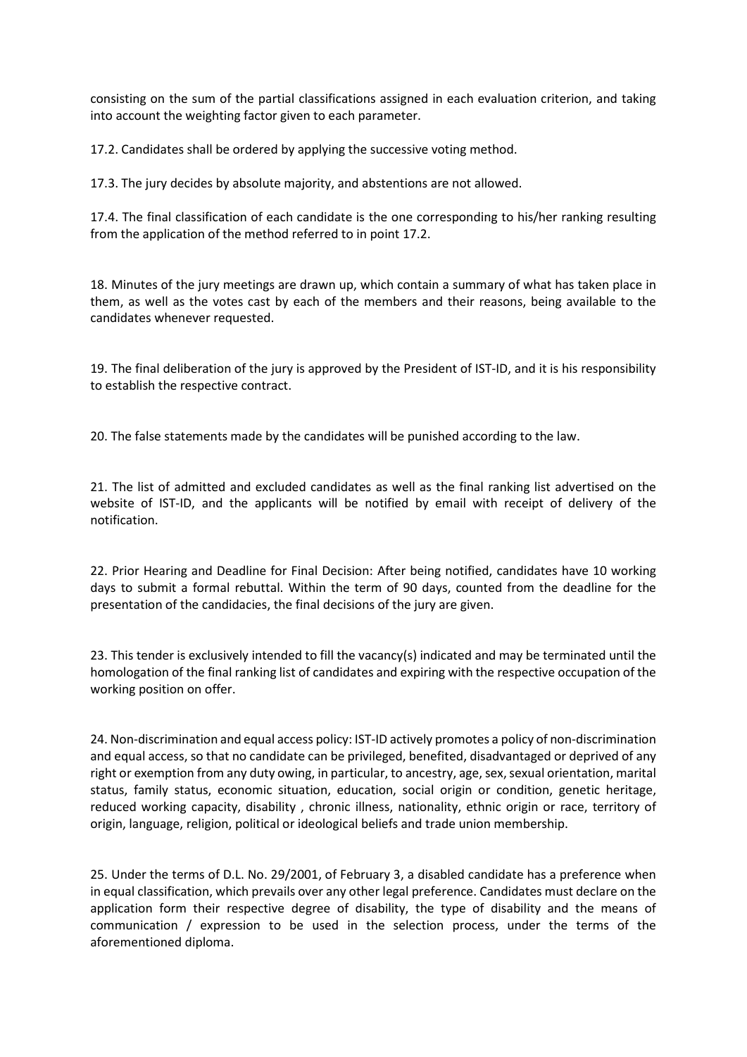consisting on the sum of the partial classifications assigned in each evaluation criterion, and taking into account the weighting factor given to each parameter.

17.2. Candidates shall be ordered by applying the successive voting method.

17.3. The jury decides by absolute majority, and abstentions are not allowed.

17.4. The final classification of each candidate is the one corresponding to his/her ranking resulting from the application of the method referred to in point 17.2.

18. Minutes of the jury meetings are drawn up, which contain a summary of what has taken place in them, as well as the votes cast by each of the members and their reasons, being available to the candidates whenever requested.

19. The final deliberation of the jury is approved by the President of IST-ID, and it is his responsibility to establish the respective contract.

20. The false statements made by the candidates will be punished according to the law.

21. The list of admitted and excluded candidates as well as the final ranking list advertised on the website of IST-ID, and the applicants will be notified by email with receipt of delivery of the notification.

22. Prior Hearing and Deadline for Final Decision: After being notified, candidates have 10 working days to submit a formal rebuttal. Within the term of 90 days, counted from the deadline for the presentation of the candidacies, the final decisions of the jury are given.

23. This tender is exclusively intended to fill the vacancy(s) indicated and may be terminated until the homologation of the final ranking list of candidates and expiring with the respective occupation of the working position on offer.

24. Non-discrimination and equal access policy: IST-ID actively promotes a policy of non-discrimination and equal access, so that no candidate can be privileged, benefited, disadvantaged or deprived of any right or exemption from any duty owing, in particular, to ancestry, age, sex, sexual orientation, marital status, family status, economic situation, education, social origin or condition, genetic heritage, reduced working capacity, disability , chronic illness, nationality, ethnic origin or race, territory of origin, language, religion, political or ideological beliefs and trade union membership.

25. Under the terms of D.L. No. 29/2001, of February 3, a disabled candidate has a preference when in equal classification, which prevails over any other legal preference. Candidates must declare on the application form their respective degree of disability, the type of disability and the means of communication / expression to be used in the selection process, under the terms of the aforementioned diploma.